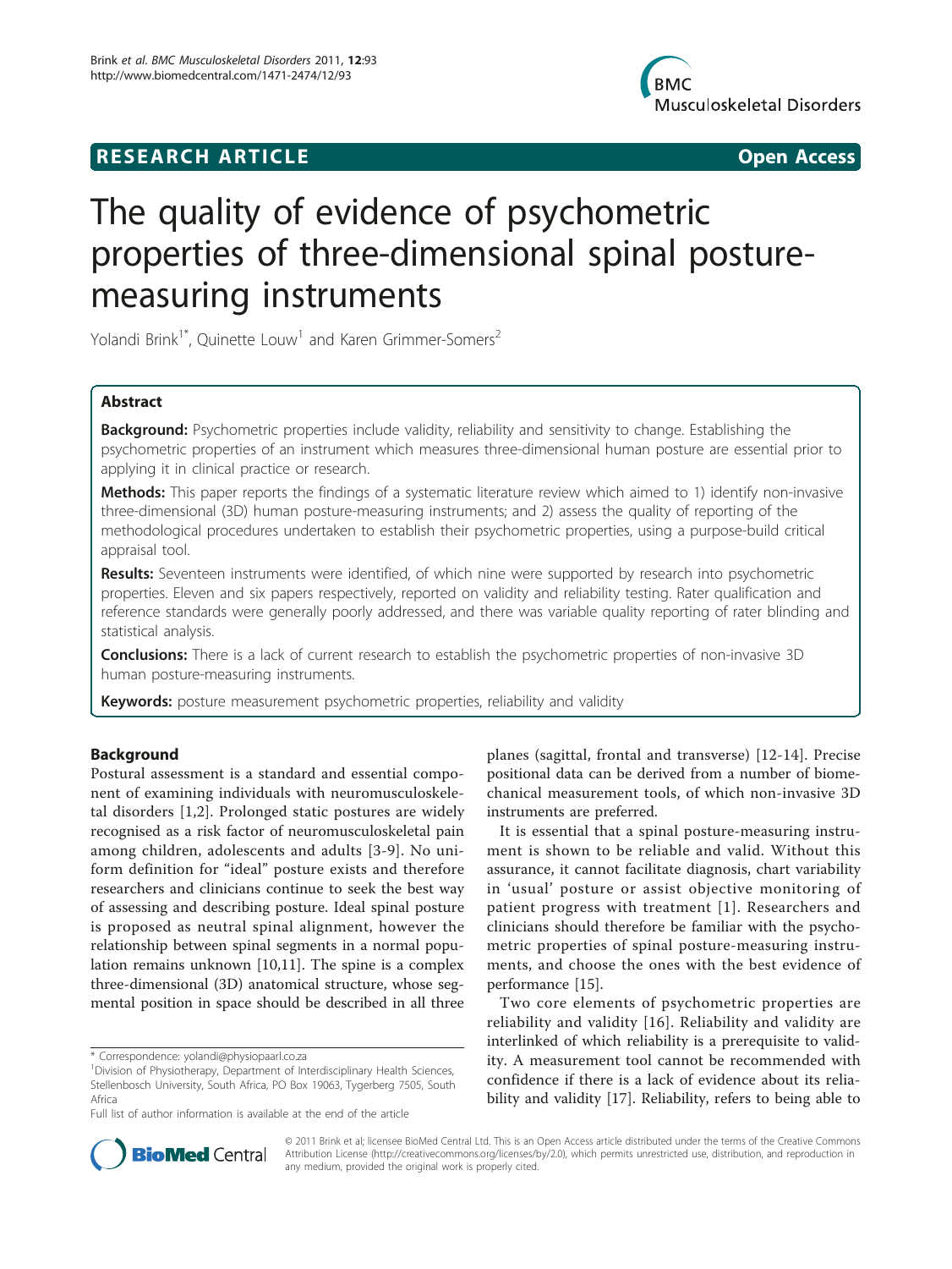**RESEARCH ARTICLE** **Open Access**

# The quality of evidence of psychometric properties of three-dimensional spinal posture-measuring instruments

Yolandi Brink[1*], Quinette Louw[1] and Karen Grimmer-Somers[2]

## Abstract

**Background:** Psychometric properties include validity, reliability and sensitivity to change. Establishing the psychometric properties of an instrument which measures three-dimensional human posture are essential prior to applying it in clinical practice or research.

**Methods:** This paper reports the findings of a systematic literature review which aimed to 1) identify non-invasive three-dimensional (3D) human posture-measuring instruments; and 2) assess the quality of reporting of the methodological procedures undertaken to establish their psychometric properties, using a purpose-build critical appraisal tool.

**Results:** Seventeen instruments were identified, of which nine were supported by research into psychometric properties. Eleven and six papers respectively, reported on validity and reliability testing. Rater qualification and reference standards were generally poorly addressed, and there was variable quality reporting of rater blinding and statistical analysis.

**Conclusions:** There is a lack of current research to establish the psychometric properties of non-invasive 3D human posture-measuring instruments.

**Keywords:** posture measurement psychometric properties, reliability and validity

## Background

Postural assessment is a standard and essential component of examining individuals with neuromusculoskeletal disorders [1,2]. Prolonged static postures are widely recognised as a risk factor of neuromusculoskeletal pain among children, adolescents and adults [3-9]. No uniform definition for "ideal" posture exists and therefore researchers and clinicians continue to seek the best way of assessing and describing posture. Ideal spinal posture is proposed as neutral spinal alignment, however the relationship between spinal segments in a normal population remains unknown [10,11]. The spine is a complex three-dimensional (3D) anatomical structure, whose segmental position in space should be described in all three planes (sagittal, frontal and transverse) [12-14]. Precise positional data can be derived from a number of biomechanical measurement tools, of which non-invasive 3D instruments are preferred.

It is essential that a spinal posture-measuring instrument is shown to be reliable and valid. Without this assurance, it cannot facilitate diagnosis, chart variability in 'usual' posture or assist objective monitoring of patient progress with treatment [1]. Researchers and clinicians should therefore be familiar with the psychometric properties of spinal posture-measuring instruments, and choose the ones with the best evidence of performance [15].

Two core elements of psychometric properties are reliability and validity [16]. Reliability and validity are interlinked of which reliability is a prerequisite to validity. A measurement tool cannot be recommended with confidence if there is a lack of evidence about its reliability and validity [17]. Reliability, refers to being able to

\* Correspondence: yolandi@physiopaarl.co.za
[1]Division of Physiotherapy, Department of Interdisciplinary Health Sciences, Stellenbosch University, South Africa, PO Box 19063, Tygerberg 7505, South Africa
Full list of author information is available at the end of the article

© 2011 Brink et al; licensee BioMed Central Ltd. This is an Open Access article distributed under the terms of the Creative Commons Attribution License (http://creativecommons.org/licenses/by/2.0), which permits unrestricted use, distribution, and reproduction in any medium, provided the original work is properly cited.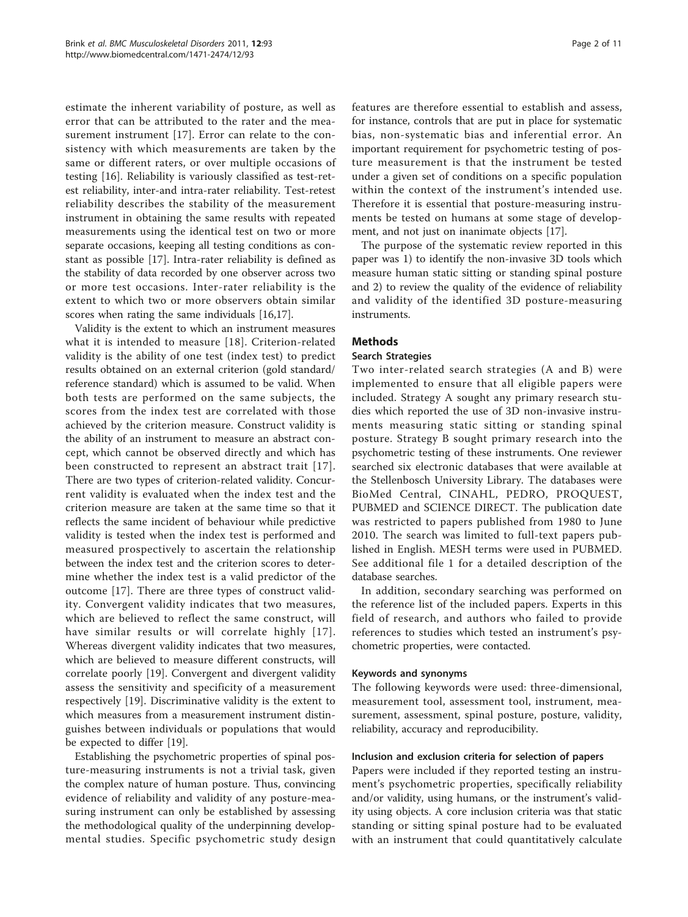estimate the inherent variability of posture, as well as error that can be attributed to the rater and the measurement instrument [17]. Error can relate to the consistency with which measurements are taken by the same or different raters, or over multiple occasions of testing [16]. Reliability is variously classified as test-retest reliability, inter-and intra-rater reliability. Test-retest reliability describes the stability of the measurement instrument in obtaining the same results with repeated measurements using the identical test on two or more separate occasions, keeping all testing conditions as constant as possible [17]. Intra-rater reliability is defined as the stability of data recorded by one observer across two or more test occasions. Inter-rater reliability is the extent to which two or more observers obtain similar scores when rating the same individuals [16,17].

Validity is the extent to which an instrument measures what it is intended to measure [18]. Criterion-related validity is the ability of one test (index test) to predict results obtained on an external criterion (gold standard/reference standard) which is assumed to be valid. When both tests are performed on the same subjects, the scores from the index test are correlated with those achieved by the criterion measure. Construct validity is the ability of an instrument to measure an abstract concept, which cannot be observed directly and which has been constructed to represent an abstract trait [17]. There are two types of criterion-related validity. Concurrent validity is evaluated when the index test and the criterion measure are taken at the same time so that it reflects the same incident of behaviour while predictive validity is tested when the index test is performed and measured prospectively to ascertain the relationship between the index test and the criterion scores to determine whether the index test is a valid predictor of the outcome [17]. There are three types of construct validity. Convergent validity indicates that two measures, which are believed to reflect the same construct, will have similar results or will correlate highly [17]. Whereas divergent validity indicates that two measures, which are believed to measure different constructs, will correlate poorly [19]. Convergent and divergent validity assess the sensitivity and specificity of a measurement respectively [19]. Discriminative validity is the extent to which measures from a measurement instrument distinguishes between individuals or populations that would be expected to differ [19].

Establishing the psychometric properties of spinal posture-measuring instruments is not a trivial task, given the complex nature of human posture. Thus, convincing evidence of reliability and validity of any posture-measuring instrument can only be established by assessing the methodological quality of the underpinning developmental studies. Specific psychometric study design features are therefore essential to establish and assess, for instance, controls that are put in place for systematic bias, non-systematic bias and inferential error. An important requirement for psychometric testing of posture measurement is that the instrument be tested under a given set of conditions on a specific population within the context of the instrument's intended use. Therefore it is essential that posture-measuring instruments be tested on humans at some stage of development, and not just on inanimate objects [17].

The purpose of the systematic review reported in this paper was 1) to identify the non-invasive 3D tools which measure human static sitting or standing spinal posture and 2) to review the quality of the evidence of reliability and validity of the identified 3D posture-measuring instruments.

## Methods

### Search Strategies

Two inter-related search strategies (A and B) were implemented to ensure that all eligible papers were included. Strategy A sought any primary research studies which reported the use of 3D non-invasive instruments measuring static sitting or standing spinal posture. Strategy B sought primary research into the psychometric testing of these instruments. One reviewer searched six electronic databases that were available at the Stellenbosch University Library. The databases were BioMed Central, CINAHL, PEDRO, PROQUEST, PUBMED and SCIENCE DIRECT. The publication date was restricted to papers published from 1980 to June 2010. The search was limited to full-text papers published in English. MESH terms were used in PUBMED. See additional file 1 for a detailed description of the database searches.

In addition, secondary searching was performed on the reference list of the included papers. Experts in this field of research, and authors who failed to provide references to studies which tested an instrument's psychometric properties, were contacted.

#### Keywords and synonyms

The following keywords were used: three-dimensional, measurement tool, assessment tool, instrument, measurement, assessment, spinal posture, posture, validity, reliability, accuracy and reproducibility.

#### Inclusion and exclusion criteria for selection of papers

Papers were included if they reported testing an instrument's psychometric properties, specifically reliability and/or validity, using humans, or the instrument's validity using objects. A core inclusion criteria was that static standing or sitting spinal posture had to be evaluated with an instrument that could quantitatively calculate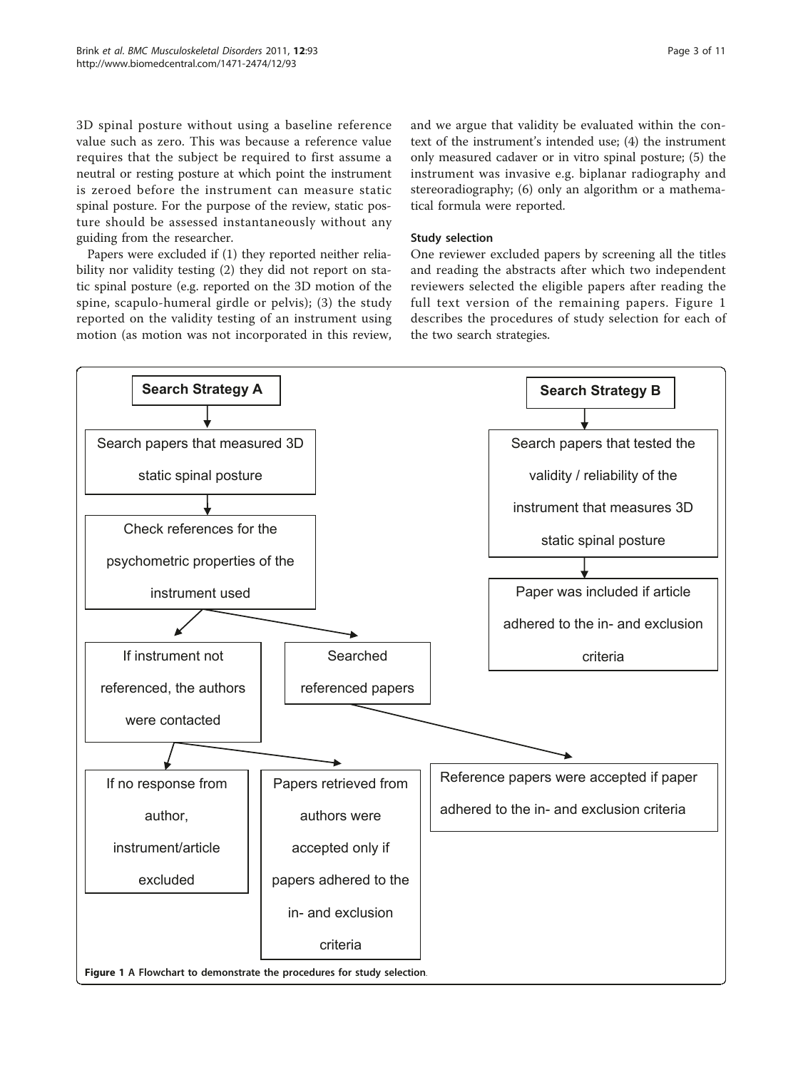3D spinal posture without using a baseline reference value such as zero. This was because a reference value requires that the subject be required to first assume a neutral or resting posture at which point the instrument is zeroed before the instrument can measure static spinal posture. For the purpose of the review, static posture should be assessed instantaneously without any guiding from the researcher.

Papers were excluded if (1) they reported neither reliability nor validity testing (2) they did not report on static spinal posture (e.g. reported on the 3D motion of the spine, scapulo-humeral girdle or pelvis); (3) the study reported on the validity testing of an instrument using motion (as motion was not incorporated in this review, and we argue that validity be evaluated within the context of the instrument's intended use; (4) the instrument only measured cadaver or in vitro spinal posture; (5) the instrument was invasive e.g. biplanar radiography and stereoradiography; (6) only an algorithm or a mathematical formula were reported.

### Study selection

One reviewer excluded papers by screening all the titles and reading the abstracts after which two independent reviewers selected the eligible papers after reading the full text version of the remaining papers. Figure 1 describes the procedures of study selection for each of the two search strategies.

**Search Strategy A**

- Search papers that measured 3D static spinal posture
- Check references for the psychometric properties of the instrument used
  - If instrument not referenced, the authors were contacted
    - If no response from author, instrument/article excluded
    - Papers retrieved from authors were accepted only if papers adhered to the in- and exclusion criteria
  - Searched referenced papers
    - Reference papers were accepted if paper adhered to the in- and exclusion criteria

**Search Strategy B**

- Search papers that tested the validity / reliability of the instrument that measures 3D static spinal posture
- Paper was included if article adhered to the in- and exclusion criteria

**Figure 1** A Flowchart to demonstrate the procedures for study selection.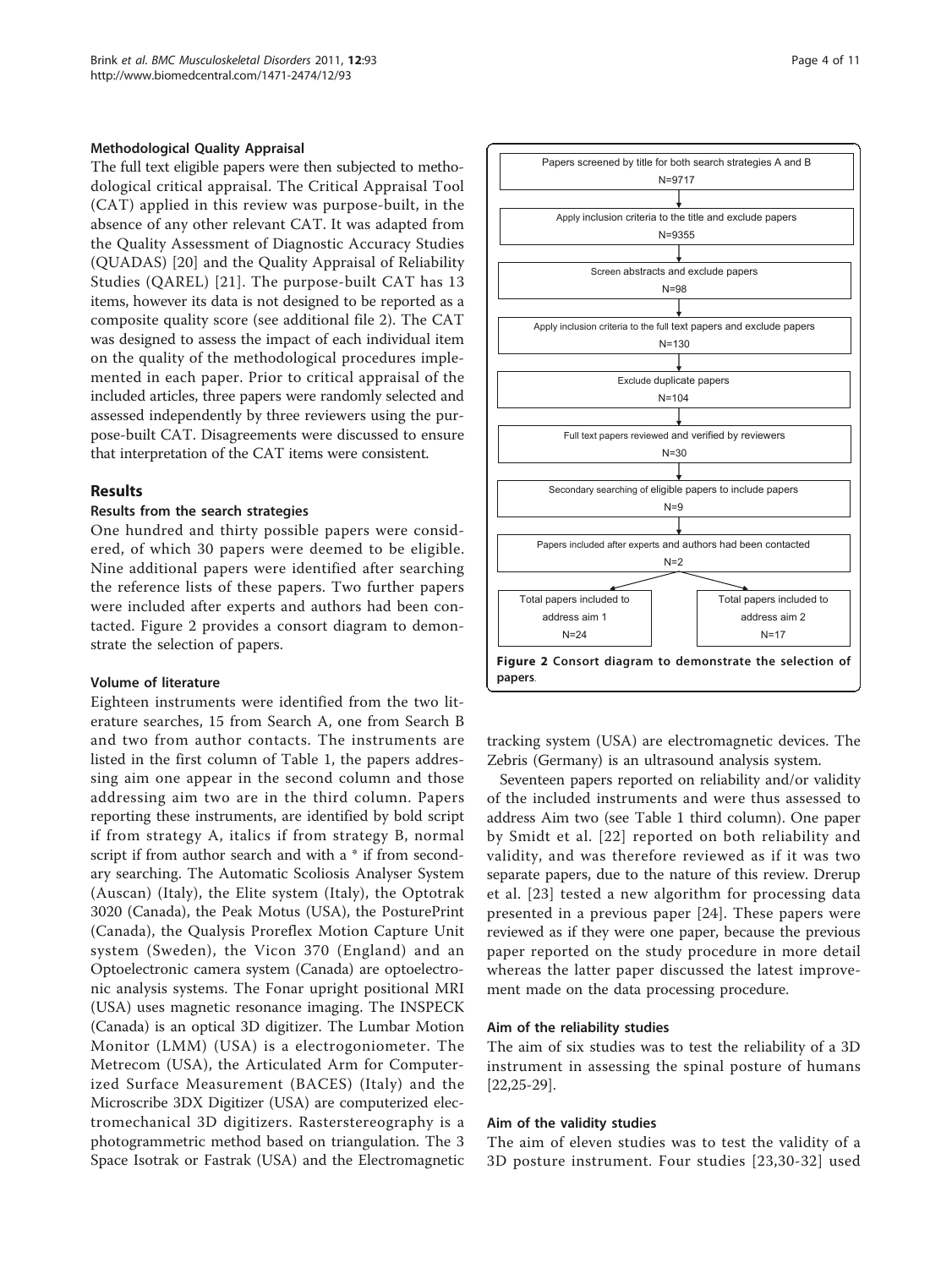### Methodological Quality Appraisal

The full text eligible papers were then subjected to methodological critical appraisal. The Critical Appraisal Tool (CAT) applied in this review was purpose-built, in the absence of any other relevant CAT. It was adapted from the Quality Assessment of Diagnostic Accuracy Studies (QUADAS) [20] and the Quality Appraisal of Reliability Studies (QAREL) [21]. The purpose-built CAT has 13 items, however its data is not designed to be reported as a composite quality score (see additional file 2). The CAT was designed to assess the impact of each individual item on the quality of the methodological procedures implemented in each paper. Prior to critical appraisal of the included articles, three papers were randomly selected and assessed independently by three reviewers using the purpose-built CAT. Disagreements were discussed to ensure that interpretation of the CAT items were consistent.

## Results

### Results from the search strategies

One hundred and thirty possible papers were considered, of which 30 papers were deemed to be eligible. Nine additional papers were identified after searching the reference lists of these papers. Two further papers were included after experts and authors had been contacted. Figure 2 provides a consort diagram to demonstrate the selection of papers.

Papers screened by title for both search strategies A and B
N=9717

Apply inclusion criteria to the title and exclude papers
N=9355

Screen abstracts and exclude papers
N=98

Apply inclusion criteria to the full text papers and exclude papers
N=130

Exclude duplicate papers
N=104

Full text papers reviewed and verified by reviewers
N=30

Secondary searching of eligible papers to include papers
N=9

Papers included after experts and authors had been contacted
N=2

Total papers included to address aim 1
N=24

Total papers included to address aim 2
N=17

**Figure 2 Consort diagram to demonstrate the selection of papers.**

### Volume of literature

Eighteen instruments were identified from the two literature searches, 15 from Search A, one from Search B and two from author contacts. The instruments are listed in the first column of Table 1, the papers addressing aim one appear in the second column and those addressing aim two are in the third column. Papers reporting these instruments, are identified by bold script if from strategy A, italics if from strategy B, normal script if from author search and with a * if from secondary searching. The Automatic Scoliosis Analyser System (Auscan) (Italy), the Elite system (Italy), the Optotrak 3020 (Canada), the Peak Motus (USA), the PosturePrint (Canada), the Qualysis Proreflex Motion Capture Unit system (Sweden), the Vicon 370 (England) and an Optoelectronic camera system (Canada) are optoelectronic analysis systems. The Fonar upright positional MRI (USA) uses magnetic resonance imaging. The INSPECK (Canada) is an optical 3D digitizer. The Lumbar Motion Monitor (LMM) (USA) is a electrogoniometer. The Metrecom (USA), the Articulated Arm for Computerized Surface Measurement (BACES) (Italy) and the Microscribe 3DX Digitizer (USA) are computerized electromechanical 3D digitizers. Rasterstereography is a photogrammetric method based on triangulation. The 3 Space Isotrak or Fastrak (USA) and the Electromagnetic tracking system (USA) are electromagnetic devices. The Zebris (Germany) is an ultrasound analysis system.

Seventeen papers reported on reliability and/or validity of the included instruments and were thus assessed to address Aim two (see Table 1 third column). One paper by Smidt et al. [22] reported on both reliability and validity, and was therefore reviewed as if it was two separate papers, due to the nature of this review. Drerup et al. [23] tested a new algorithm for processing data presented in a previous paper [24]. These papers were reviewed as if they were one paper, because the previous paper reported on the study procedure in more detail whereas the latter paper discussed the latest improvement made on the data processing procedure.

### Aim of the reliability studies

The aim of six studies was to test the reliability of a 3D instrument in assessing the spinal posture of humans [22,25-29].

### Aim of the validity studies

The aim of eleven studies was to test the validity of a 3D posture instrument. Four studies [23,30-32] used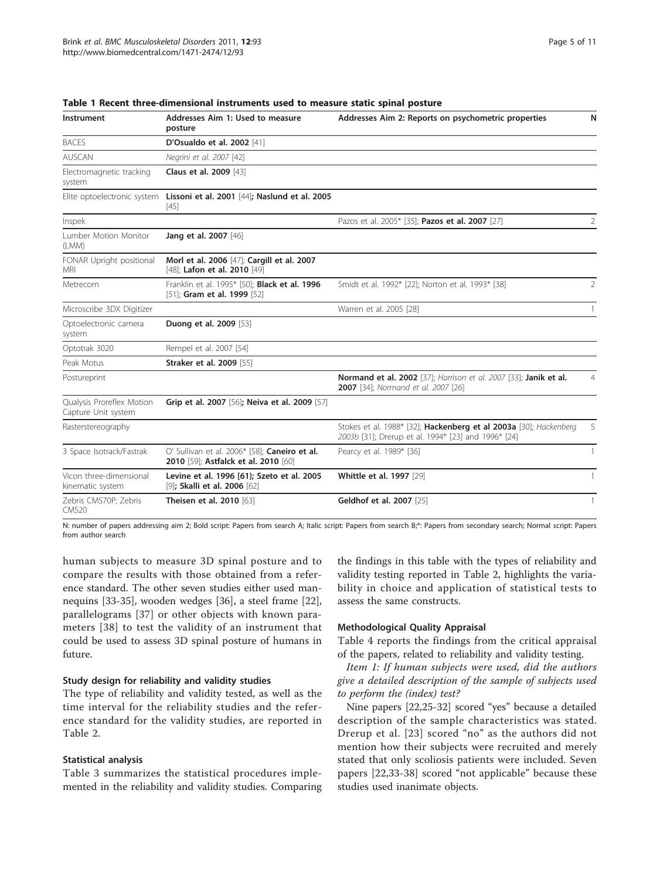**Table 1 Recent three-dimensional instruments used to measure static spinal posture**

| Instrument | Addresses Aim 1: Used to measure posture | Addresses Aim 2: Reports on psychometric properties | N |
|---|---|---|---|
| BACES | **D'Osualdo et al. 2002** [41] | | |
| AUSCAN | *Negrini et al. 2007* [42] | | |
| Electromagnetic tracking system | **Claus et al. 2009** [43] | | |
| Elite optoelectronic system | **Lissoni et al. 2001** [44]**; Naslund et al. 2005** [45] | | |
| Inspek | | Pazos et al. 2005* [35]; **Pazos et al. 2007** [27] | 2 |
| Lumber Motion Monitor (LMM) | **Jang et al. 2007** [46] | | |
| FONAR Upright positional MRI | **Morl et al. 2006** [47]; **Cargill et al. 2007** [48]; **Lafon et al. 2010** [49] | | |
| Metrecom | Franklin et al. 1995* [50]; **Black et al. 1996** [51]; **Gram et al. 1999** [52] | Smidt et al. 1992* [22]; Norton et al. 1993* [38] | 2 |
| Microscribe 3DX Digitizer | | Warren et al. 2005 [28] | 1 |
| Optoelectronic camera system | **Duong et al. 2009** [53] | | |
| Optotrak 3020 | Rempel et al. 2007 [54] | | |
| Peak Motus | **Straker et al. 2009** [55] | | |
| Postureprint | | **Normand et al. 2002** [37]; *Harrison et al. 2007* [33]; **Janik et al. 2007** [34]; *Normand et al. 2007* [26] | 4 |
| Qualysis Proreflex Motion Capture Unit system | **Grip et al. 2007** [56]**; Neiva et al. 2009** [57] | | |
| Rasterstereography | | Stokes et al. 1988* [32]; **Hackenberg et al 2003a** [30]; *Hackenberg 2003b* [31]; Drerup et al. 1994* [23] and 1996* [24] | 5 |
| 3 Space Isotrack/Fastrak | O' Sullivan et al. 2006* [58]; **Caneiro et al. 2010** [59]; **Astfalck et al. 2010** [60] | Pearcy et al. 1989* [36] | 1 |
| Vicon three-dimensional kinematic system | **Levine et al. 1996 [61]; Szeto et al. 2005** [9]**; Skalli et al. 2006** [62] | **Whittle et al. 1997** [29] | 1 |
| Zebris CMS70P; Zebris CMS20 | **Theisen et al. 2010** [63] | **Geldhof et al. 2007** [25] | 1 |

N: number of papers addressing aim 2; Bold script: Papers from search A; Italic script: Papers from search B;*: Papers from secondary search; Normal script: Papers from author search

human subjects to measure 3D spinal posture and to compare the results with those obtained from a reference standard. The other seven studies either used mannequins [33-35], wooden wedges [36], a steel frame [22], parallelograms [37] or other objects with known parameters [38] to test the validity of an instrument that could be used to assess 3D spinal posture of humans in future.

#### Study design for reliability and validity studies

The type of reliability and validity tested, as well as the time interval for the reliability studies and the reference standard for the validity studies, are reported in Table 2.

#### Statistical analysis

Table 3 summarizes the statistical procedures implemented in the reliability and validity studies. Comparing the findings in this table with the types of reliability and validity testing reported in Table 2, highlights the variability in choice and application of statistical tests to assess the same constructs.

#### Methodological Quality Appraisal

Table 4 reports the findings from the critical appraisal of the papers, related to reliability and validity testing.

*Item 1: If human subjects were used, did the authors give a detailed description of the sample of subjects used to perform the (index) test?*

Nine papers [22,25-32] scored "yes" because a detailed description of the sample characteristics was stated. Drerup et al. [23] scored "no" as the authors did not mention how their subjects were recruited and merely stated that only scoliosis patients were included. Seven papers [22,33-38] scored "not applicable" because these studies used inanimate objects.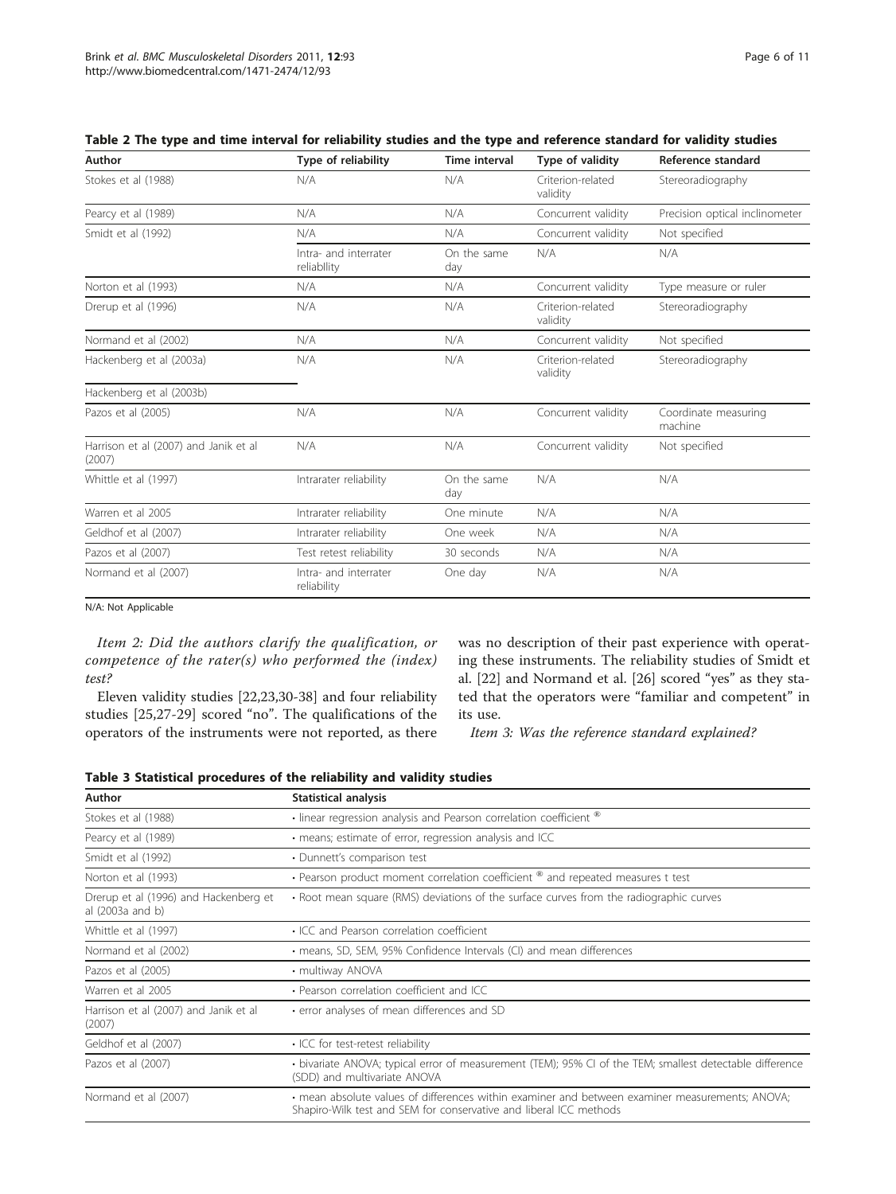**Table 2 The type and time interval for reliability studies and the type and reference standard for validity studies**

| Author | Type of reliability | Time interval | Type of validity | Reference standard |
|---|---|---|---|---|
| Stokes et al (1988) | N/A | N/A | Criterion-related validity | Stereoradiography |
| Pearcy et al (1989) | N/A | N/A | Concurrent validity | Precision optical inclinometer |
| Smidt et al (1992) | N/A | N/A | Concurrent validity | Not specified |
| | Intra- and interrater reliabllity | On the same day | N/A | N/A |
| Norton et al (1993) | N/A | N/A | Concurrent validity | Type measure or ruler |
| Drerup et al (1996) | N/A | N/A | Criterion-related validity | Stereoradiography |
| Normand et al (2002) | N/A | N/A | Concurrent validity | Not specified |
| Hackenberg et al (2003a) | N/A | N/A | Criterion-related validity | Stereoradiography |
| Hackenberg et al (2003b) | | | | |
| Pazos et al (2005) | N/A | N/A | Concurrent validity | Coordinate measuring machine |
| Harrison et al (2007) and Janik et al (2007) | N/A | N/A | Concurrent validity | Not specified |
| Whittle et al (1997) | Intrarater reliability | On the same day | N/A | N/A |
| Warren et al 2005 | Intrarater reliability | One minute | N/A | N/A |
| Geldhof et al (2007) | Intrarater reliability | One week | N/A | N/A |
| Pazos et al (2007) | Test retest reliability | 30 seconds | N/A | N/A |
| Normand et al (2007) | Intra- and interrater reliability | One day | N/A | N/A |

N/A: Not Applicable

*Item 2: Did the authors clarify the qualification, or competence of the rater(s) who performed the (index) test?*

Eleven validity studies [22,23,30-38] and four reliability studies [25,27-29] scored "no". The qualifications of the operators of the instruments were not reported, as there was no description of their past experience with operating these instruments. The reliability studies of Smidt et al. [22] and Normand et al. [26] scored "yes" as they stated that the operators were "familiar and competent" in its use.

*Item 3: Was the reference standard explained?*

**Table 3 Statistical procedures of the reliability and validity studies**

| Author | Statistical analysis |
|---|---|
| Stokes et al (1988) | • linear regression analysis and Pearson correlation coefficient ® |
| Pearcy et al (1989) | • means; estimate of error, regression analysis and ICC |
| Smidt et al (1992) | • Dunnett's comparison test |
| Norton et al (1993) | • Pearson product moment correlation coefficient ® and repeated measures t test |
| Drerup et al (1996) and Hackenberg et al (2003a and b) | • Root mean square (RMS) deviations of the surface curves from the radiographic curves |
| Whittle et al (1997) | • ICC and Pearson correlation coefficient |
| Normand et al (2002) | • means, SD, SEM, 95% Confidence Intervals (CI) and mean differences |
| Pazos et al (2005) | • multiway ANOVA |
| Warren et al 2005 | • Pearson correlation coefficient and ICC |
| Harrison et al (2007) and Janik et al (2007) | • error analyses of mean differences and SD |
| Geldhof et al (2007) | • ICC for test-retest reliability |
| Pazos et al (2007) | • bivariate ANOVA; typical error of measurement (TEM); 95% CI of the TEM; smallest detectable difference (SDD) and multivariate ANOVA |
| Normand et al (2007) | • mean absolute values of differences within examiner and between examiner measurements; ANOVA; Shapiro-Wilk test and SEM for conservative and liberal ICC methods |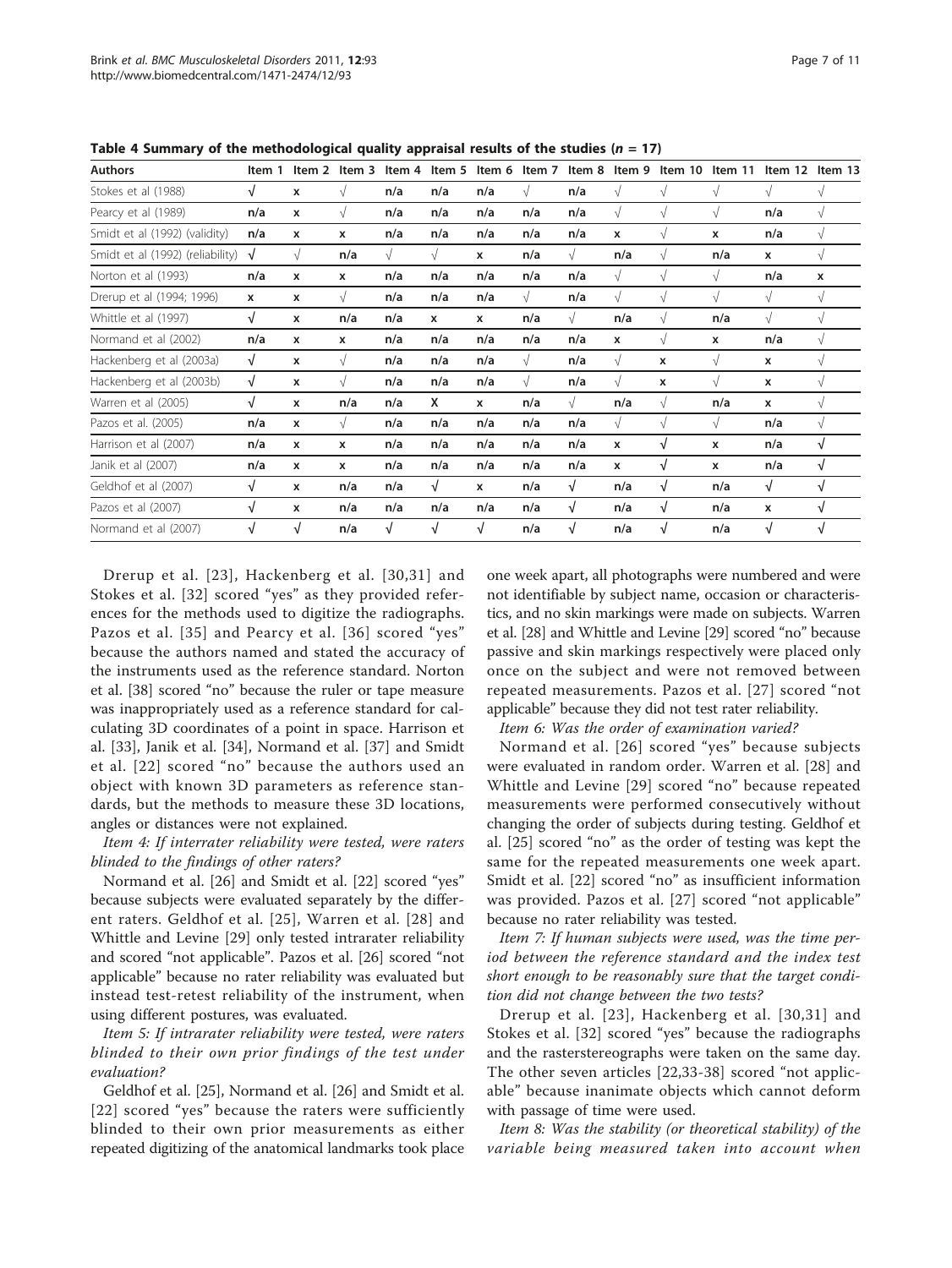Table 4 Summary of the methodological quality appraisal results of the studies ($n$ = 17)

| Authors | Item 1 | Item 2 | Item 3 | Item 4 | Item 5 | Item 6 | Item 7 | Item 8 | Item 9 | Item 10 | Item 11 | Item 12 | Item 13 |
|---|---|---|---|---|---|---|---|---|---|---|---|---|---|
| Stokes et al (1988) | √ | x | √ | n/a | n/a | n/a | √ | n/a | √ | √ | √ | √ | √ |
| Pearcy et al (1989) | n/a | x | √ | n/a | n/a | n/a | n/a | n/a | √ | √ | √ | n/a | √ |
| Smidt et al (1992) (validity) | n/a | x | x | n/a | n/a | n/a | n/a | n/a | x | √ | x | n/a | √ |
| Smidt et al (1992) (reliability) | √ | √ | n/a | √ | √ | x | n/a | √ | n/a | √ | n/a | x | √ |
| Norton et al (1993) | n/a | x | x | n/a | n/a | n/a | n/a | n/a | √ | √ | √ | n/a | x |
| Drerup et al (1994; 1996) | x | x | √ | n/a | n/a | n/a | √ | n/a | √ | √ | √ | √ | √ |
| Whittle et al (1997) | √ | x | n/a | n/a | x | x | n/a | √ | n/a | √ | n/a | √ | √ |
| Normand et al (2002) | n/a | x | x | n/a | n/a | n/a | n/a | n/a | x | √ | x | n/a | √ |
| Hackenberg et al (2003a) | √ | x | √ | n/a | n/a | n/a | √ | n/a | √ | x | √ | x | √ |
| Hackenberg et al (2003b) | √ | x | √ | n/a | n/a | n/a | √ | n/a | √ | x | √ | x | √ |
| Warren et al (2005) | √ | x | n/a | n/a | X | x | n/a | √ | n/a | √ | n/a | x | √ |
| Pazos et al. (2005) | n/a | x | √ | n/a | n/a | n/a | n/a | n/a | √ | √ | √ | n/a | √ |
| Harrison et al (2007) | n/a | x | x | n/a | n/a | n/a | n/a | n/a | x | √ | x | n/a | √ |
| Janik et al (2007) | n/a | x | x | n/a | n/a | n/a | n/a | n/a | x | √ | x | n/a | √ |
| Geldhof et al (2007) | √ | x | n/a | n/a | √ | x | n/a | √ | n/a | √ | n/a | √ | √ |
| Pazos et al (2007) | √ | x | n/a | n/a | n/a | n/a | n/a | √ | n/a | √ | n/a | x | √ |
| Normand et al (2007) | √ | √ | n/a | √ | √ | √ | n/a | √ | n/a | √ | n/a | √ | √ |

Drerup et al. [23], Hackenberg et al. [30,31] and Stokes et al. [32] scored "yes" as they provided references for the methods used to digitize the radiographs. Pazos et al. [35] and Pearcy et al. [36] scored "yes" because the authors named and stated the accuracy of the instruments used as the reference standard. Norton et al. [38] scored "no" because the ruler or tape measure was inappropriately used as a reference standard for calculating 3D coordinates of a point in space. Harrison et al. [33], Janik et al. [34], Normand et al. [37] and Smidt et al. [22] scored "no" because the authors used an object with known 3D parameters as reference standards, but the methods to measure these 3D locations, angles or distances were not explained.

*Item 4: If interrater reliability were tested, were raters blinded to the findings of other raters?*

Normand et al. [26] and Smidt et al. [22] scored "yes" because subjects were evaluated separately by the different raters. Geldhof et al. [25], Warren et al. [28] and Whittle and Levine [29] only tested intrarater reliability and scored "not applicable". Pazos et al. [26] scored "not applicable" because no rater reliability was evaluated but instead test-retest reliability of the instrument, when using different postures, was evaluated.

*Item 5: If intrarater reliability were tested, were raters blinded to their own prior findings of the test under evaluation?*

Geldhof et al. [25], Normand et al. [26] and Smidt et al. [22] scored "yes" because the raters were sufficiently blinded to their own prior measurements as either repeated digitizing of the anatomical landmarks took place one week apart, all photographs were numbered and were not identifiable by subject name, occasion or characteristics, and no skin markings were made on subjects. Warren et al. [28] and Whittle and Levine [29] scored "no" because passive and skin markings respectively were placed only once on the subject and were not removed between repeated measurements. Pazos et al. [27] scored "not applicable" because they did not test rater reliability.

*Item 6: Was the order of examination varied?*

Normand et al. [26] scored "yes" because subjects were evaluated in random order. Warren et al. [28] and Whittle and Levine [29] scored "no" because repeated measurements were performed consecutively without changing the order of subjects during testing. Geldhof et al. [25] scored "no" as the order of testing was kept the same for the repeated measurements one week apart. Smidt et al. [22] scored "no" as insufficient information was provided. Pazos et al. [27] scored "not applicable" because no rater reliability was tested.

*Item 7: If human subjects were used, was the time period between the reference standard and the index test short enough to be reasonably sure that the target condition did not change between the two tests?*

Drerup et al. [23], Hackenberg et al. [30,31] and Stokes et al. [32] scored "yes" because the radiographs and the rasterstereographs were taken on the same day. The other seven articles [22,33-38] scored "not applicable" because inanimate objects which cannot deform with passage of time were used.

*Item 8: Was the stability (or theoretical stability) of the variable being measured taken into account when*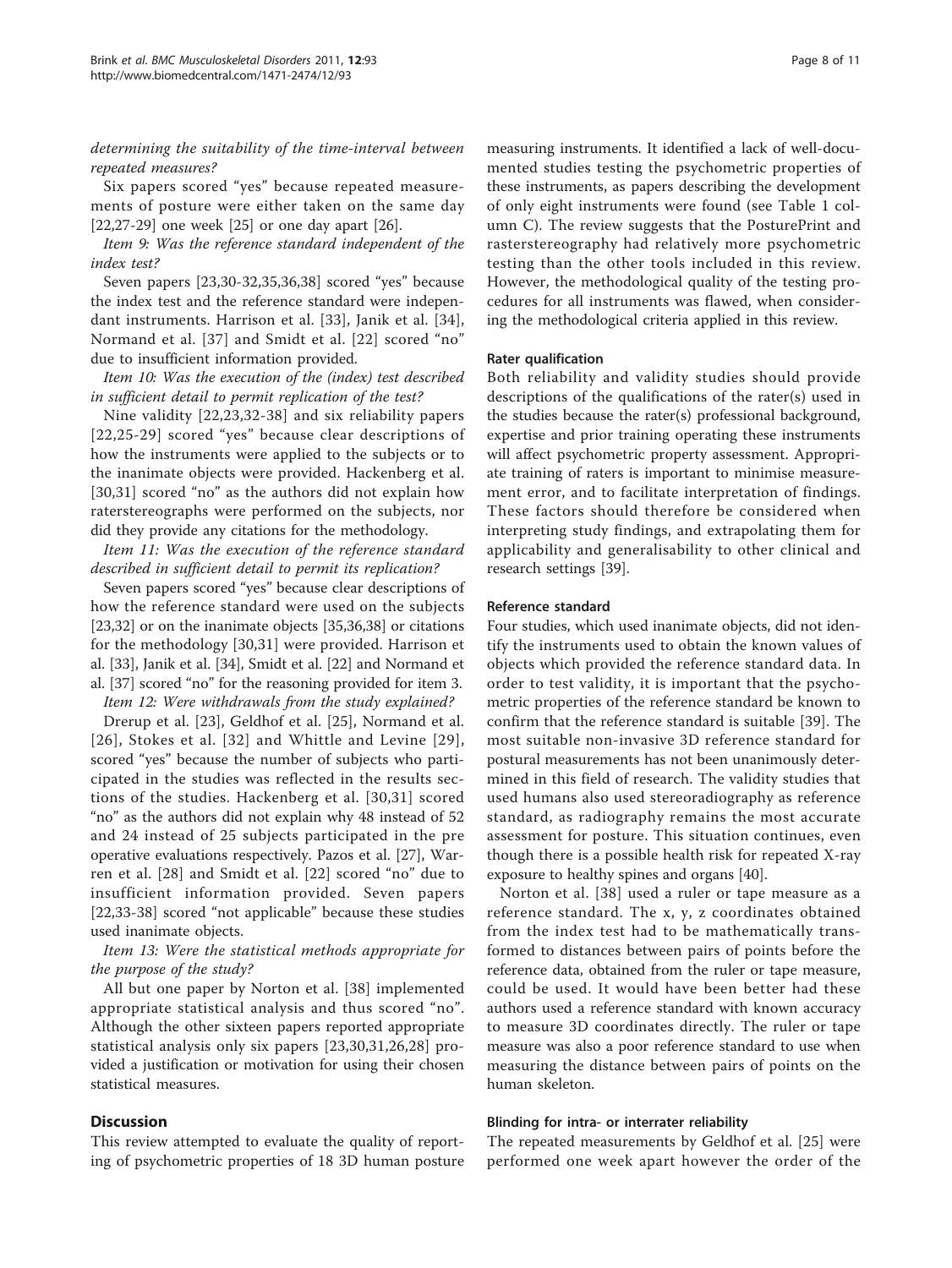*determining the suitability of the time-interval between repeated measures?*

Six papers scored "yes" because repeated measurements of posture were either taken on the same day [22,27-29] one week [25] or one day apart [26].

*Item 9: Was the reference standard independent of the index test?*

Seven papers [23,30-32,35,36,38] scored "yes" because the index test and the reference standard were independent instruments. Harrison et al. [33], Janik et al. [34], Normand et al. [37] and Smidt et al. [22] scored "no" due to insufficient information provided.

*Item 10: Was the execution of the (index) test described in sufficient detail to permit replication of the test?*

Nine validity [22,23,32-38] and six reliability papers [22,25-29] scored "yes" because clear descriptions of how the instruments were applied to the subjects or to the inanimate objects were provided. Hackenberg et al. [30,31] scored "no" as the authors did not explain how raterstereographs were performed on the subjects, nor did they provide any citations for the methodology.

*Item 11: Was the execution of the reference standard described in sufficient detail to permit its replication?*

Seven papers scored "yes" because clear descriptions of how the reference standard were used on the subjects [23,32] or on the inanimate objects [35,36,38] or citations for the methodology [30,31] were provided. Harrison et al. [33], Janik et al. [34], Smidt et al. [22] and Normand et al. [37] scored "no" for the reasoning provided for item 3.

*Item 12: Were withdrawals from the study explained?*

Drerup et al. [23], Geldhof et al. [25], Normand et al. [26], Stokes et al. [32] and Whittle and Levine [29], scored "yes" because the number of subjects who participated in the studies was reflected in the results sections of the studies. Hackenberg et al. [30,31] scored "no" as the authors did not explain why 48 instead of 52 and 24 instead of 25 subjects participated in the pre operative evaluations respectively. Pazos et al. [27], Warren et al. [28] and Smidt et al. [22] scored "no" due to insufficient information provided. Seven papers [22,33-38] scored "not applicable" because these studies used inanimate objects.

*Item 13: Were the statistical methods appropriate for the purpose of the study?*

All but one paper by Norton et al. [38] implemented appropriate statistical analysis and thus scored "no". Although the other sixteen papers reported appropriate statistical analysis only six papers [23,30,31,26,28] provided a justification or motivation for using their chosen statistical measures.

## Discussion

This review attempted to evaluate the quality of reporting of psychometric properties of 18 3D human posture measuring instruments. It identified a lack of well-documented studies testing the psychometric properties of these instruments, as papers describing the development of only eight instruments were found (see Table 1 column C). The review suggests that the PosturePrint and rasterstereography had relatively more psychometric testing than the other tools included in this review. However, the methodological quality of the testing procedures for all instruments was flawed, when considering the methodological criteria applied in this review.

### Rater qualification

Both reliability and validity studies should provide descriptions of the qualifications of the rater(s) used in the studies because the rater(s) professional background, expertise and prior training operating these instruments will affect psychometric property assessment. Appropriate training of raters is important to minimise measurement error, and to facilitate interpretation of findings. These factors should therefore be considered when interpreting study findings, and extrapolating them for applicability and generalisability to other clinical and research settings [39].

### Reference standard

Four studies, which used inanimate objects, did not identify the instruments used to obtain the known values of objects which provided the reference standard data. In order to test validity, it is important that the psychometric properties of the reference standard be known to confirm that the reference standard is suitable [39]. The most suitable non-invasive 3D reference standard for postural measurements has not been unanimously determined in this field of research. The validity studies that used humans also used stereoradiography as reference standard, as radiography remains the most accurate assessment for posture. This situation continues, even though there is a possible health risk for repeated X-ray exposure to healthy spines and organs [40].

Norton et al. [38] used a ruler or tape measure as a reference standard. The x, y, z coordinates obtained from the index test had to be mathematically transformed to distances between pairs of points before the reference data, obtained from the ruler or tape measure, could be used. It would have been better had these authors used a reference standard with known accuracy to measure 3D coordinates directly. The ruler or tape measure was also a poor reference standard to use when measuring the distance between pairs of points on the human skeleton.

### Blinding for intra- or interrater reliability

The repeated measurements by Geldhof et al. [25] were performed one week apart however the order of the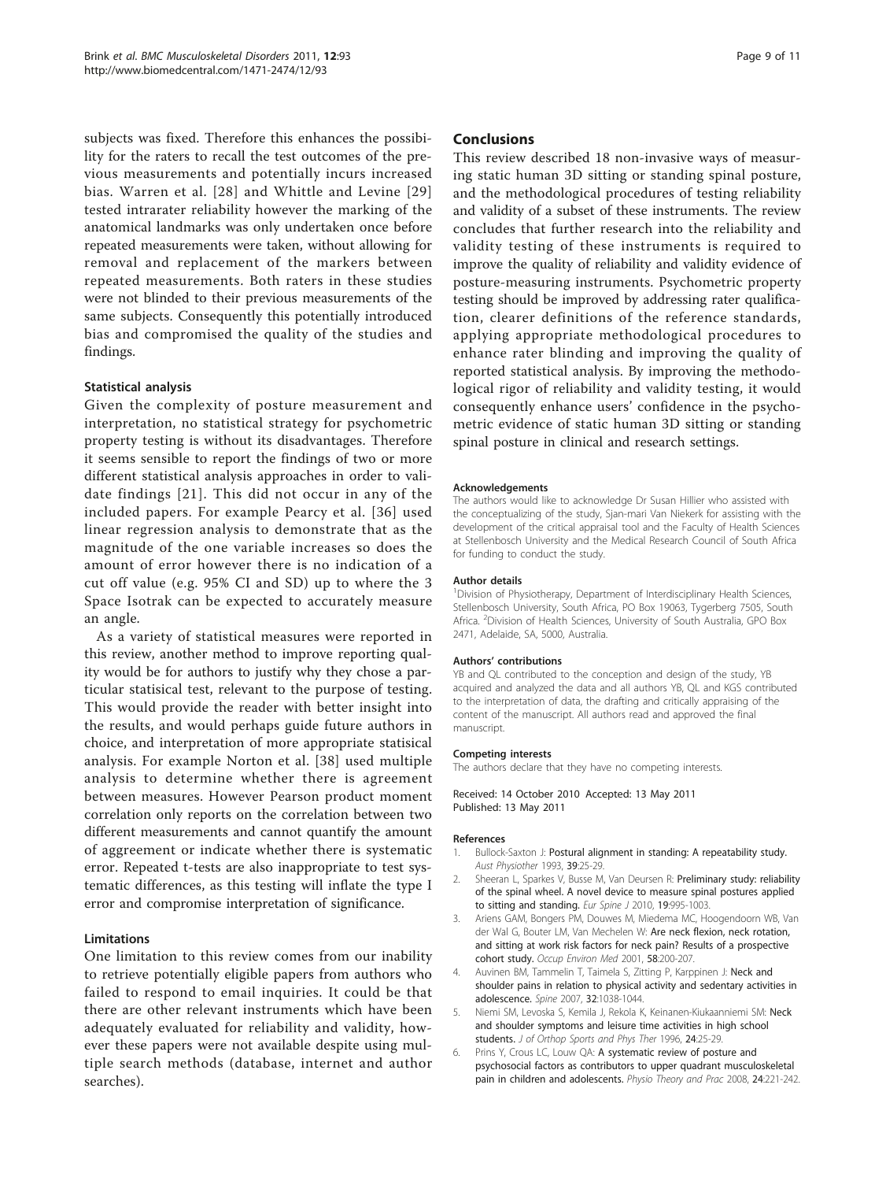subjects was fixed. Therefore this enhances the possibility for the raters to recall the test outcomes of the previous measurements and potentially incurs increased bias. Warren et al. [28] and Whittle and Levine [29] tested intrarater reliability however the marking of the anatomical landmarks was only undertaken once before repeated measurements were taken, without allowing for removal and replacement of the markers between repeated measurements. Both raters in these studies were not blinded to their previous measurements of the same subjects. Consequently this potentially introduced bias and compromised the quality of the studies and findings.

### Statistical analysis

Given the complexity of posture measurement and interpretation, no statistical strategy for psychometric property testing is without its disadvantages. Therefore it seems sensible to report the findings of two or more different statistical analysis approaches in order to validate findings [21]. This did not occur in any of the included papers. For example Pearcy et al. [36] used linear regression analysis to demonstrate that as the magnitude of the one variable increases so does the amount of error however there is no indication of a cut off value (e.g. 95% CI and SD) up to where the 3 Space Isotrak can be expected to accurately measure an angle.

As a variety of statistical measures were reported in this review, another method to improve reporting quality would be for authors to justify why they chose a particular statisical test, relevant to the purpose of testing. This would provide the reader with better insight into the results, and would perhaps guide future authors in choice, and interpretation of more appropriate statisical analysis. For example Norton et al. [38] used multiple analysis to determine whether there is agreement between measures. However Pearson product moment correlation only reports on the correlation between two different measurements and cannot quantify the amount of aggreement or indicate whether there is systematic error. Repeated t-tests are also inappropriate to test systematic differences, as this testing will inflate the type I error and compromise interpretation of significance.

### Limitations

One limitation to this review comes from our inability to retrieve potentially eligible papers from authors who failed to respond to email inquiries. It could be that there are other relevant instruments which have been adequately evaluated for reliability and validity, however these papers were not available despite using multiple search methods (database, internet and author searches).

## Conclusions

This review described 18 non-invasive ways of measuring static human 3D sitting or standing spinal posture, and the methodological procedures of testing reliability and validity of a subset of these instruments. The review concludes that further research into the reliability and validity testing of these instruments is required to improve the quality of reliability and validity evidence of posture-measuring instruments. Psychometric property testing should be improved by addressing rater qualification, clearer definitions of the reference standards, applying appropriate methodological procedures to enhance rater blinding and improving the quality of reported statistical analysis. By improving the methodological rigor of reliability and validity testing, it would consequently enhance users' confidence in the psychometric evidence of static human 3D sitting or standing spinal posture in clinical and research settings.

#### Acknowledgements

The authors would like to acknowledge Dr Susan Hillier who assisted with the conceptualizing of the study, Sjan-mari Van Niekerk for assisting with the development of the critical appraisal tool and the Faculty of Health Sciences at Stellenbosch University and the Medical Research Council of South Africa for funding to conduct the study.

#### Author details

[1]Division of Physiotherapy, Department of Interdisciplinary Health Sciences, Stellenbosch University, South Africa, PO Box 19063, Tygerberg 7505, South Africa. [2]Division of Health Sciences, University of South Australia, GPO Box 2471, Adelaide, SA, 5000, Australia.

#### Authors' contributions

YB and QL contributed to the conception and design of the study, YB acquired and analyzed the data and all authors YB, QL and KGS contributed to the interpretation of data, the drafting and critically appraising of the content of the manuscript. All authors read and approved the final manuscript.

#### Competing interests

The authors declare that they have no competing interests.

Received: 14 October 2010 Accepted: 13 May 2011
Published: 13 May 2011

#### References

1. Bullock-Saxton J: **Postural alignment in standing: A repeatability study.** *Aust Physiother* 1993, **39**:25-29.
2. Sheeran L, Sparkes V, Busse M, Van Deursen R: **Preliminary study: reliability of the spinal wheel. A novel device to measure spinal postures applied to sitting and standing.** *Eur Spine J* 2010, **19**:995-1003.
3. Ariens GAM, Bongers PM, Douwes M, Miedema MC, Hoogendoorn WB, Van der Wal G, Bouter LM, Van Mechelen W: **Are neck flexion, neck rotation, and sitting at work risk factors for neck pain? Results of a prospective cohort study.** *Occup Environ Med* 2001, **58**:200-207.
4. Auvinen BM, Tammelin T, Taimela S, Zitting P, Karppinen J: **Neck and shoulder pains in relation to physical activity and sedentary activities in adolescence.** *Spine* 2007, **32**:1038-1044.
5. Niemi SM, Levoska S, Kemila J, Rekola K, Keinanen-Kiukaanniemi SM: **Neck and shoulder symptoms and leisure time activities in high school students.** *J of Orthop Sports and Phys Ther* 1996, **24**:25-29.
6. Prins Y, Crous LC, Louw QA: **A systematic review of posture and psychosocial factors as contributors to upper quadrant musculoskeletal pain in children and adolescents.** *Physio Theory and Prac* 2008, **24**:221-242.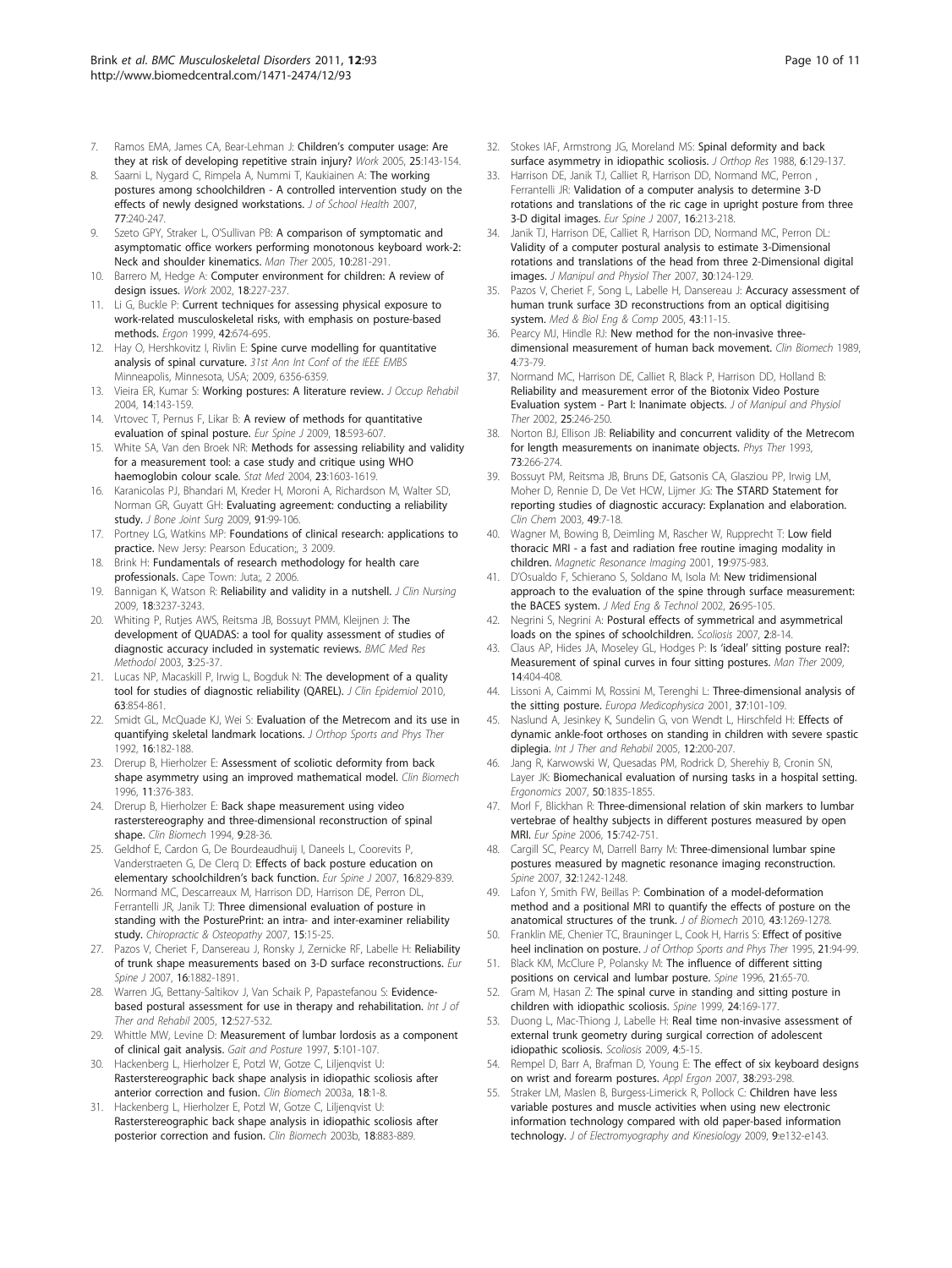7. Ramos EMA, James CA, Bear-Lehman J: **Children's computer usage: Are they at risk of developing repetitive strain injury?** *Work* 2005, **25**:143-154.
8. Saarni L, Nygard C, Rimpela A, Nummi T, Kaukiainen A: **The working postures among schoolchildren - A controlled intervention study on the effects of newly designed workstations.** *J of School Health* 2007, **77**:240-247.
9. Szeto GPY, Straker L, O'Sullivan PB: **A comparison of symptomatic and asymptomatic office workers performing monotonous keyboard work-2: Neck and shoulder kinematics.** *Man Ther* 2005, **10**:281-291.
10. Barrero M, Hedge A: **Computer environment for children: A review of design issues.** *Work* 2002, **18**:227-237.
11. Li G, Buckle P: **Current techniques for assessing physical exposure to work-related musculoskeletal risks, with emphasis on posture-based methods.** *Ergon* 1999, **42**:674-695.
12. Hay O, Hershkovitz I, Rivlin E: **Spine curve modelling for quantitative analysis of spinal curvature.** *31st Ann Int Conf of the IEEE EMBS* Minneapolis, Minnesota, USA; 2009, 6356-6359.
13. Vieira ER, Kumar S: **Working postures: A literature review.** *J Occup Rehabil* 2004, **14**:143-159.
14. Vrtovec T, Pernus F, Likar B: **A review of methods for quantitative evaluation of spinal posture.** *Eur Spine J* 2009, **18**:593-607.
15. White SA, Van den Broek NR: **Methods for assessing reliability and validity for a measurement tool: a case study and critique using WHO haemoglobin colour scale.** *Stat Med* 2004, **23**:1603-1619.
16. Karanicolas PJ, Bhandari M, Kreder H, Moroni A, Richardson M, Walter SD, Norman GR, Guyatt GH: **Evaluating agreement: conducting a reliability study.** *J Bone Joint Surg* 2009, **91**:99-106.
17. Portney LG, Watkins MP: **Foundations of clinical research: applications to practice.** New Jersy: Pearson Education;, 3 2009.
18. Brink H: **Fundamentals of research methodology for health care professionals.** Cape Town: Juta;, 2 2006.
19. Bannigan K, Watson R: **Reliability and validity in a nutshell.** *J Clin Nursing* 2009, **18**:3237-3243.
20. Whiting P, Rutjes AWS, Reitsma JB, Bossuyt PMM, Kleijnen J: **The development of QUADAS: a tool for quality assessment of studies of diagnostic accuracy included in systematic reviews.** *BMC Med Res Methodol* 2003, **3**:25-37.
21. Lucas NP, Macaskill P, Irwig L, Bogduk N: **The development of a quality tool for studies of diagnostic reliability (QAREL).** *J Clin Epidemiol* 2010, **63**:854-861.
22. Smidt GL, McQuade KJ, Wei S: **Evaluation of the Metrecom and its use in quantifying skeletal landmark locations.** *J Orthop Sports and Phys Ther* 1992, **16**:182-188.
23. Drerup B, Hierholzer E: **Assessment of scoliotic deformity from back shape asymmetry using an improved mathematical model.** *Clin Biomech* 1996, **11**:376-383.
24. Drerup B, Hierholzer E: **Back shape measurement using video rasterstereography and three-dimensional reconstruction of spinal shape.** *Clin Biomech* 1994, **9**:28-36.
25. Geldhof E, Cardon G, De Bourdeaudhuij I, Daneels L, Coorevits P, Vanderstraeten G, De Clerq D: **Effects of back posture education on elementary schoolchildren's back function.** *Eur Spine J* 2007, **16**:829-839.
26. Normand MC, Descarreaux M, Harrison DD, Harrison DE, Perron DL, Ferrantelli JR, Janik TJ: **Three dimensional evaluation of posture in standing with the PosturePrint: an intra- and inter-examiner reliability study.** *Chiropractic & Osteopathy* 2007, **15**:15-25.
27. Pazos V, Cheriet F, Dansereau J, Ronsky J, Zernicke RF, Labelle H: **Reliability of trunk shape measurements based on 3-D surface reconstructions.** *Eur Spine J* 2007, **16**:1882-1891.
28. Warren JG, Bettany-Saltikov J, Van Schaik P, Papastefanou S: **Evidence-based postural assessment for use in therapy and rehabilitation.** *Int J of Ther and Rehabil* 2005, **12**:527-532.
29. Whittle MW, Levine D: **Measurement of lumbar lordosis as a component of clinical gait analysis.** *Gait and Posture* 1997, **5**:101-107.
30. Hackenberg L, Hierholzer E, Potzl W, Gotze C, Liljenqvist U: **Rasterstereographic back shape analysis in idiopathic scoliosis after anterior correction and fusion.** *Clin Biomech* 2003a, **18**:1-8.
31. Hackenberg L, Hierholzer E, Potzl W, Gotze C, Liljenqvist U: **Rasterstereographic back shape analysis in idiopathic scoliosis after posterior correction and fusion.** *Clin Biomech* 2003b, **18**:883-889.
32. Stokes IAF, Armstrong JG, Moreland MS: **Spinal deformity and back surface asymmetry in idiopathic scoliosis.** *J Orthop Res* 1988, **6**:129-137.
33. Harrison DE, Janik TJ, Calliet R, Harrison DD, Normand MC, Perron , Ferrantelli JR: **Validation of a computer analysis to determine 3-D rotations and translations of the ric cage in upright posture from three 3-D digital images.** *Eur Spine J* 2007, **16**:213-218.
34. Janik TJ, Harrison DE, Calliet R, Harrison DD, Normand MC, Perron DL: **Validity of a computer postural analysis to estimate 3-Dimensional rotations and translations of the head from three 2-Dimensional digital images.** *J Manipul and Physiol Ther* 2007, **30**:124-129.
35. Pazos V, Cheriet F, Song L, Labelle H, Dansereau J: **Accuracy assessment of human trunk surface 3D reconstructions from an optical digitising system.** *Med & Biol Eng & Comp* 2005, **43**:11-15.
36. Pearcy MJ, Hindle RJ: **New method for the non-invasive three-dimensional measurement of human back movement.** *Clin Biomech* 1989, **4**:73-79.
37. Normand MC, Harrison DE, Calliet R, Black P, Harrison DD, Holland B: **Reliability and measurement error of the Biotonix Video Posture Evaluation system - Part I: Inanimate objects.** *J of Manipul and Physiol Ther* 2002, **25**:246-250.
38. Norton BJ, Ellison JB: **Reliability and concurrent validity of the Metrecom for length measurements on inanimate objects.** *Phys Ther* 1993, **73**:266-274.
39. Bossuyt PM, Reitsma JB, Bruns DE, Gatsonis CA, Glasziou PP, Irwig LM, Moher D, Rennie D, De Vet HCW, Lijmer JG: **The STARD Statement for reporting studies of diagnostic accuracy: Explanation and elaboration.** *Clin Chem* 2003, **49**:7-18.
40. Wagner M, Bowing B, Deimling M, Rascher W, Rupprecht T: **Low field thoracic MRI - a fast and radiation free routine imaging modality in children.** *Magnetic Resonance Imaging* 2001, **19**:975-983.
41. D'Osualdo F, Schierano S, Soldano M, Isola M: **New tridimensional approach to the evaluation of the spine through surface measurement: the BACES system.** *J Med Eng & Technol* 2002, **26**:95-105.
42. Negrini S, Negrini A: **Postural effects of symmetrical and asymmetrical loads on the spines of schoolchildren.** *Scoliosis* 2007, **2**:8-14.
43. Claus AP, Hides JA, Moseley GL, Hodges P: **Is 'ideal' sitting posture real?: Measurement of spinal curves in four sitting postures.** *Man Ther* 2009, **14**:404-408.
44. Lissoni A, Caimmi M, Rossini M, Terenghi L: **Three-dimensional analysis of the sitting posture.** *Europa Medicophysica* 2001, **37**:101-109.
45. Naslund A, Jesinkey K, Sundelin G, von Wendt L, Hirschfeld H: **Effects of dynamic ankle-foot orthoses on standing in children with severe spastic diplegia.** *Int J Ther and Rehabil* 2005, **12**:200-207.
46. Jang R, Karwowski W, Quesadas PM, Rodrick D, Sherehiy B, Cronin SN, Layer JK: **Biomechanical evaluation of nursing tasks in a hospital setting.** *Ergonomics* 2007, **50**:1835-1855.
47. Morl F, Blickhan R: **Three-dimensional relation of skin markers to lumbar vertebrae of healthy subjects in different postures measured by open MRI.** *Eur Spine* 2006, **15**:742-751.
48. Cargill SC, Pearcy M, Darrell Barry M: **Three-dimensional lumbar spine postures measured by magnetic resonance imaging reconstruction.** *Spine* 2007, **32**:1242-1248.
49. Lafon Y, Smith FW, Beillas P: **Combination of a model-deformation method and a positional MRI to quantify the effects of posture on the anatomical structures of the trunk.** *J of Biomech* 2010, **43**:1269-1278.
50. Franklin ME, Chenier TC, Brauninger L, Cook H, Harris S: **Effect of positive heel inclination on posture.** *J of Orthop Sports and Phys Ther* 1995, **21**:94-99.
51. Black KM, McClure P, Polansky M: **The influence of different sitting positions on cervical and lumbar posture.** *Spine* 1996, **21**:65-70.
52. Gram M, Hasan Z: **The spinal curve in standing and sitting posture in children with idiopathic scoliosis.** *Spine* 1999, **24**:169-177.
53. Duong L, Mac-Thiong J, Labelle H: **Real time non-invasive assessment of external trunk geometry during surgical correction of adolescent idiopathic scoliosis.** *Scoliosis* 2009, **4**:5-15.
54. Rempel D, Barr A, Brafman D, Young E: **The effect of six keyboard designs on wrist and forearm postures.** *Appl Ergon* 2007, **38**:293-298.
55. Straker LM, Maslen B, Burgess-Limerick R, Pollock C: **Children have less variable postures and muscle activities when using new electronic information technology compared with old paper-based information technology.** *J of Electromyography and Kinesiology* 2009, **9**:e132-e143.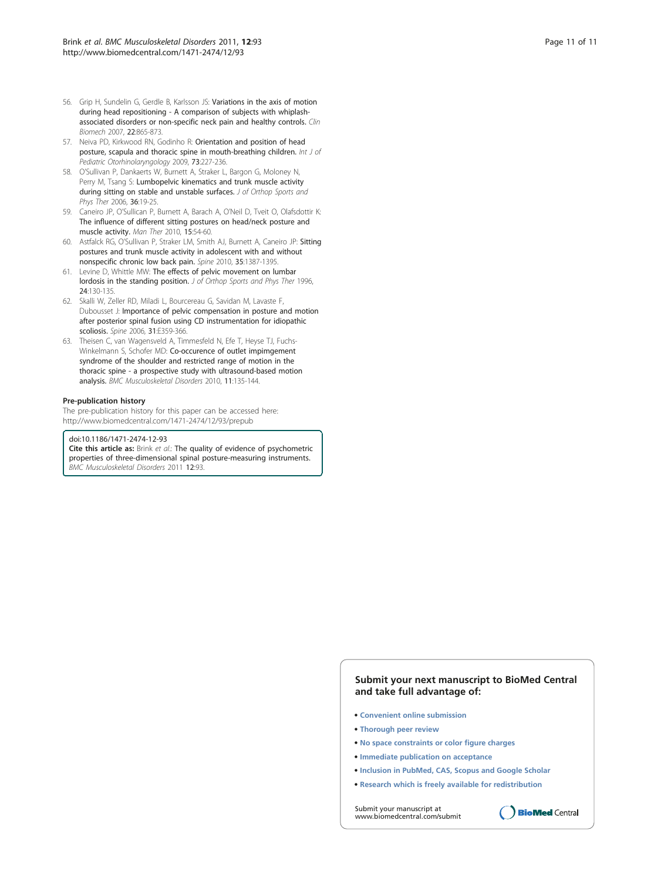56. Grip H, Sundelin G, Gerdle B, Karlsson JS: **Variations in the axis of motion during head repositioning - A comparison of subjects with whiplash-associated disorders or non-specific neck pain and healthy controls.** *Clin Biomech* 2007, **22**:865-873.
57. Neiva PD, Kirkwood RN, Godinho R: **Orientation and position of head posture, scapula and thoracic spine in mouth-breathing children.** *Int J of Pediatric Otorhinolaryngology* 2009, **73**:227-236.
58. O'Sullivan P, Dankaerts W, Burnett A, Straker L, Bargon G, Moloney N, Perry M, Tsang S: **Lumbopelvic kinematics and trunk muscle activity during sitting on stable and unstable surfaces.** *J of Orthop Sports and Phys Ther* 2006, **36**:19-25.
59. Caneiro JP, O'Sullican P, Burnett A, Barach A, O'Neil D, Tveit O, Olafsdottir K: **The influence of different sitting postures on head/neck posture and muscle activity.** *Man Ther* 2010, **15**:54-60.
60. Astfalck RG, O'Sullivan P, Straker LM, Smith AJ, Burnett A, Caneiro JP: **Sitting postures and trunk muscle activity in adolescent with and without nonspecific chronic low back pain.** *Spine* 2010, **35**:1387-1395.
61. Levine D, Whittle MW: **The effects of pelvic movement on lumbar lordosis in the standing position.** *J of Orthop Sports and Phys Ther* 1996, **24**:130-135.
62. Skalli W, Zeller RD, Miladi L, Bourcereau G, Savidan M, Lavaste F, Dubousset J: **Importance of pelvic compensation in posture and motion after posterior spinal fusion using CD instrumentation for idiopathic scoliosis.** *Spine* 2006, **31**:E359-366.
63. Theisen C, van Wagensveld A, Timmesfeld N, Efe T, Heyse TJ, Fuchs-Winkelmann S, Schofer MD: **Co-occurence of outlet impimgement syndrome of the shoulder and restricted range of motion in the thoracic spine - a prospective study with ultrasound-based motion analysis.** *BMC Musculoskeletal Disorders* 2010, **11**:135-144.

**Pre-publication history**

The pre-publication history for this paper can be accessed here:
http://www.biomedcentral.com/1471-2474/12/93/prepub

doi:10.1186/1471-2474-12-93

**Cite this article as:** Brink *et al.*: The quality of evidence of psychometric properties of three-dimensional spinal posture-measuring instruments. *BMC Musculoskeletal Disorders* 2011 **12**:93.

**Submit your next manuscript to BioMed Central and take full advantage of:**

- **Convenient online submission**
- **Thorough peer review**
- **No space constraints or color figure charges**
- **Immediate publication on acceptance**
- **Inclusion in PubMed, CAS, Scopus and Google Scholar**
- **Research which is freely available for redistribution**

Submit your manuscript at
www.biomedcentral.com/submit

BioMed Central